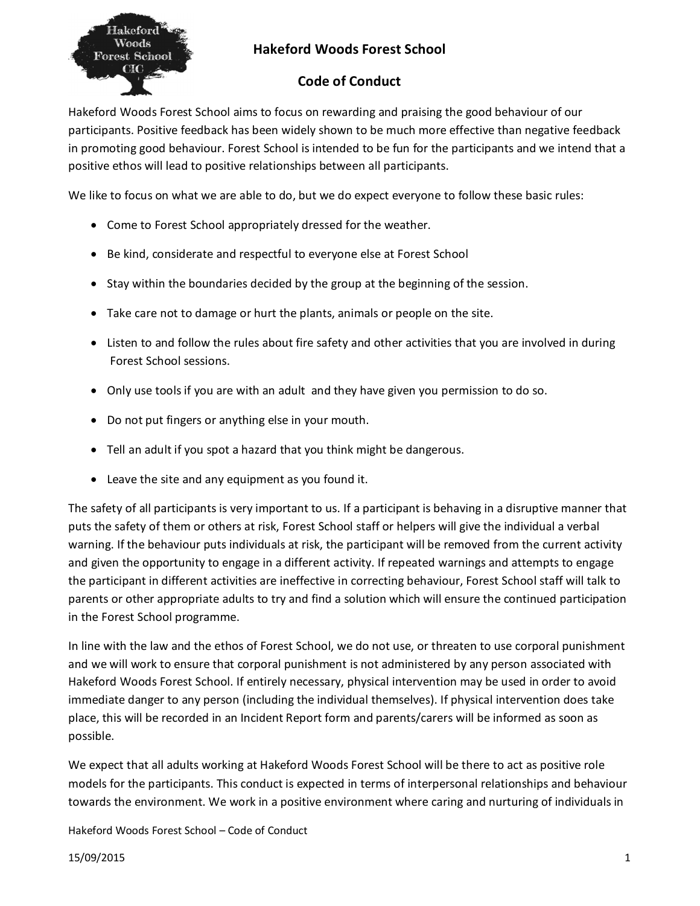# Hakeford Woods Forest School

## Code of Conduct

Hakeford Woods Forest School aims to focus on rewarding and praising the good behaviour of our participants. Positive feedback has been widely shown to be much more effective than negative feedback in promoting good behaviour. Forest School is intended to be fun for the participants and we intend that a positive ethos will lead to positive relationships between all participants.

We like to focus on what we are able to do, but we do expect everyone to follow these basic rules:

- Come to Forest School appropriately dressed for the weather.
- Be kind, considerate and respectful to everyone else at Forest School
- Stay within the boundaries decided by the group at the beginning of the session.
- Take care not to damage or hurt the plants, animals or people on the site.
- Listen to and follow the rules about fire safety and other activities that you are involved in during Forest School sessions.
- Only use tools if you are with an adult and they have given you permission to do so.
- Do not put fingers or anything else in your mouth.
- Tell an adult if you spot a hazard that you think might be dangerous.
- Leave the site and any equipment as you found it.

The safety of all participants is very important to us. If a participant is behaving in a disruptive manner that puts the safety of them or others at risk, Forest School staff or helpers will give the individual a verbal warning. If the behaviour puts individuals at risk, the participant will be removed from the current activity and given the opportunity to engage in a different activity. If repeated warnings and attempts to engage the participant in different activities are ineffective in correcting behaviour, Forest School staff will talk to parents or other appropriate adults to try and find a solution which will ensure the continued participation in the Forest School programme.

In line with the law and the ethos of Forest School, we do not use, or threaten to use corporal punishment and we will work to ensure that corporal punishment is not administered by any person associated with Hakeford Woods Forest School. If entirely necessary, physical intervention may be used in order to avoid immediate danger to any person (including the individual themselves). If physical intervention does take place, this will be recorded in an Incident Report form and parents/carers will be informed as soon as possible.

We expect that all adults working at Hakeford Woods Forest School will be there to act as positive role models for the participants. This conduct is expected in terms of interpersonal relationships and behaviour towards the environment. We work in a positive environment where caring and nurturing of individuals in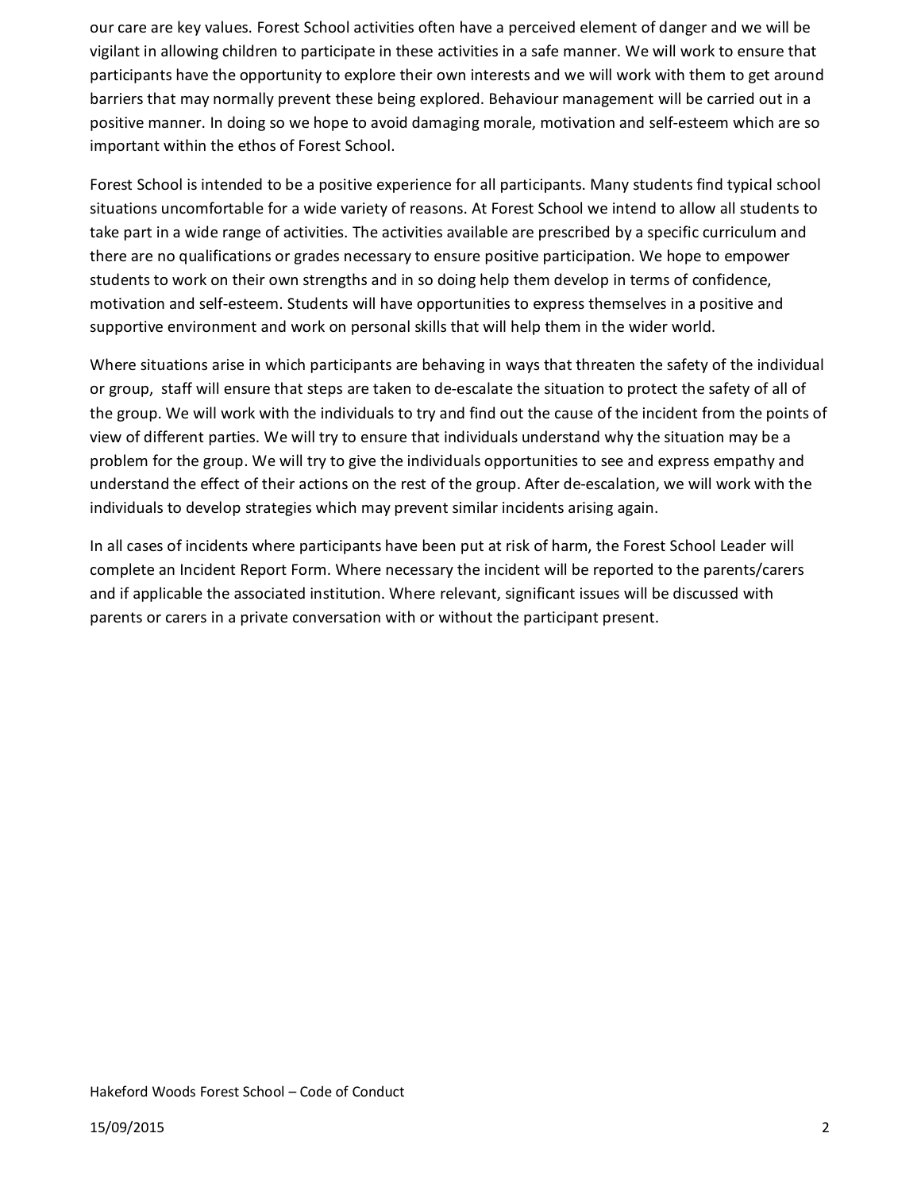our care are key values. Forest School activities often have a perceived element of danger and we will be vigilant in allowing children to participate in these activities in a safe manner. We will work to ensure that participants have the opportunity to explore their own interests and we will work with them to get around barriers that may normally prevent these being explored. Behaviour management will be carried out in a positive manner. In doing so we hope to avoid damaging morale, motivation and self-esteem which are so important within the ethos of Forest School.

Forest School is intended to be a positive experience for all participants. Many students find typical school situations uncomfortable for a wide variety of reasons. At Forest School we intend to allow all students to take part in a wide range of activities. The activities available are prescribed by a specific curriculum and there are no qualifications or grades necessary to ensure positive participation. We hope to empower students to work on their own strengths and in so doing help them develop in terms of confidence, motivation and self-esteem. Students will have opportunities to express themselves in a positive and supportive environment and work on personal skills that will help them in the wider world.

Where situations arise in which participants are behaving in ways that threaten the safety of the individual or group, staff will ensure that steps are taken to de-escalate the situation to protect the safety of all of the group. We will work with the individuals to try and find out the cause of the incident from the points of view of different parties. We will try to ensure that individuals understand why the situation may be a problem for the group. We will try to give the individuals opportunities to see and express empathy and understand the effect of their actions on the rest of the group. After de-escalation, we will work with the individuals to develop strategies which may prevent similar incidents arising again.

In all cases of incidents where participants have been put at risk of harm, the Forest School Leader will complete an Incident Report Form. Where necessary the incident will be reported to the parents/carers and if applicable the associated institution. Where relevant, significant issues will be discussed with parents or carers in a private conversation with or without the participant present.